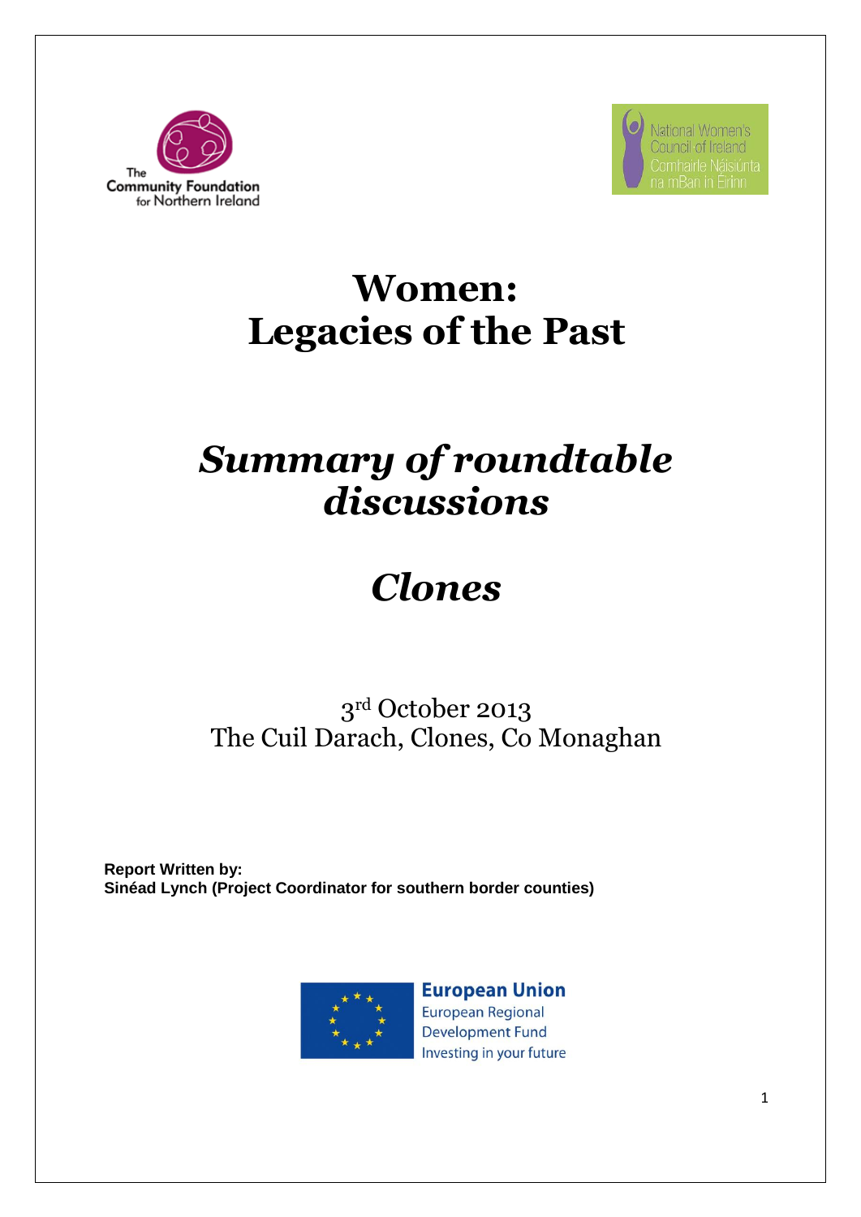The Community Foundation for Northern Ireland

National Women's Council of Ireland
Comhairle Náisiúnta na mBan in Éirinn

# Women: Legacies of the Past

# *Summary of roundtable discussions*

# *Clones*

3rd October 2013
The Cuil Darach, Clones, Co Monaghan

**Report Written by:**
**Sinéad Lynch (Project Coordinator for southern border counties)**

European Union
European Regional Development Fund
Investing in your future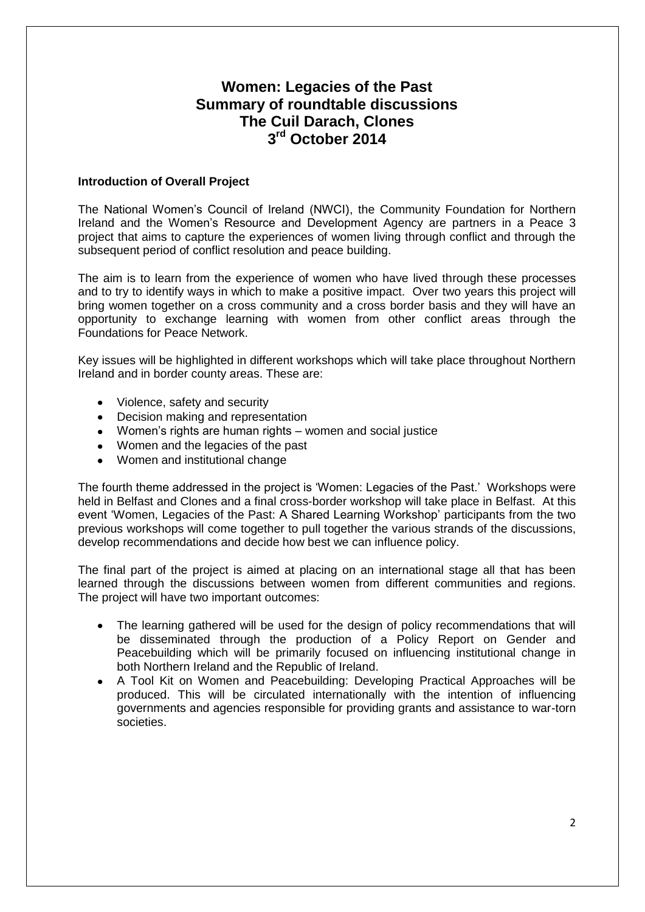# Women: Legacies of the Past
# Summary of roundtable discussions
# The Cuil Darach, Clones
# 3rd October 2014

**Introduction of Overall Project**

The National Women's Council of Ireland (NWCI), the Community Foundation for Northern Ireland and the Women's Resource and Development Agency are partners in a Peace 3 project that aims to capture the experiences of women living through conflict and through the subsequent period of conflict resolution and peace building.

The aim is to learn from the experience of women who have lived through these processes and to try to identify ways in which to make a positive impact. Over two years this project will bring women together on a cross community and a cross border basis and they will have an opportunity to exchange learning with women from other conflict areas through the Foundations for Peace Network.

Key issues will be highlighted in different workshops which will take place throughout Northern Ireland and in border county areas. These are:

- Violence, safety and security
- Decision making and representation
- Women's rights are human rights – women and social justice
- Women and the legacies of the past
- Women and institutional change

The fourth theme addressed in the project is 'Women: Legacies of the Past.' Workshops were held in Belfast and Clones and a final cross-border workshop will take place in Belfast. At this event 'Women, Legacies of the Past: A Shared Learning Workshop' participants from the two previous workshops will come together to pull together the various strands of the discussions, develop recommendations and decide how best we can influence policy.

The final part of the project is aimed at placing on an international stage all that has been learned through the discussions between women from different communities and regions. The project will have two important outcomes:

- The learning gathered will be used for the design of policy recommendations that will be disseminated through the production of a Policy Report on Gender and Peacebuilding which will be primarily focused on influencing institutional change in both Northern Ireland and the Republic of Ireland.
- A Tool Kit on Women and Peacebuilding: Developing Practical Approaches will be produced. This will be circulated internationally with the intention of influencing governments and agencies responsible for providing grants and assistance to war-torn societies.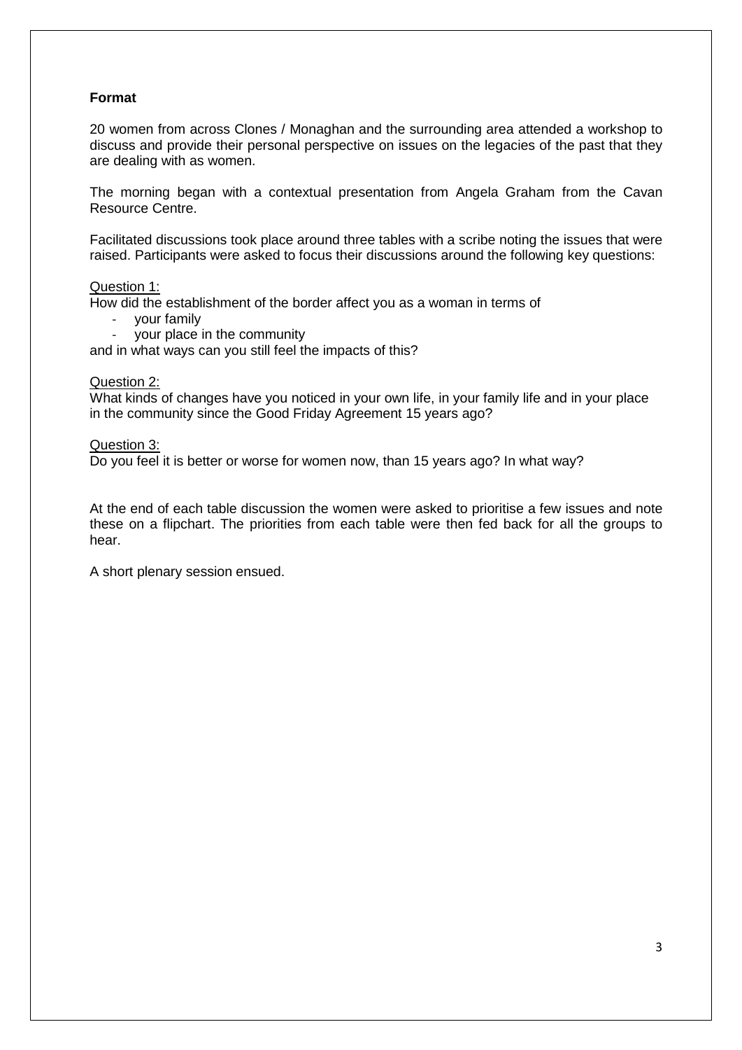**Format**

20 women from across Clones / Monaghan and the surrounding area attended a workshop to discuss and provide their personal perspective on issues on the legacies of the past that they are dealing with as women.

The morning began with a contextual presentation from Angela Graham from the Cavan Resource Centre.

Facilitated discussions took place around three tables with a scribe noting the issues that were raised. Participants were asked to focus their discussions around the following key questions:

<u>Question 1:</u>
How did the establishment of the border affect you as a woman in terms of

- your family
- your place in the community

and in what ways can you still feel the impacts of this?

<u>Question 2:</u>
What kinds of changes have you noticed in your own life, in your family life and in your place in the community since the Good Friday Agreement 15 years ago?

<u>Question 3:</u>
Do you feel it is better or worse for women now, than 15 years ago? In what way?

At the end of each table discussion the women were asked to prioritise a few issues and note these on a flipchart. The priorities from each table were then fed back for all the groups to hear.

A short plenary session ensued.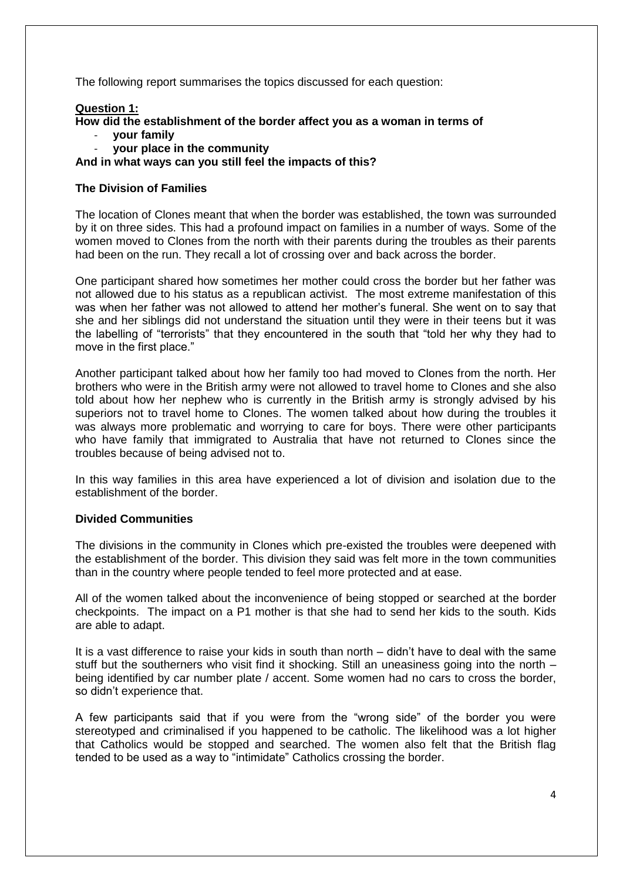The following report summarises the topics discussed for each question:

**Question 1:**

**How did the establishment of the border affect you as a woman in terms of**

- **your family**
- **your place in the community**

**And in what ways can you still feel the impacts of this?**

**The Division of Families**

The location of Clones meant that when the border was established, the town was surrounded by it on three sides. This had a profound impact on families in a number of ways. Some of the women moved to Clones from the north with their parents during the troubles as their parents had been on the run. They recall a lot of crossing over and back across the border.

One participant shared how sometimes her mother could cross the border but her father was not allowed due to his status as a republican activist. The most extreme manifestation of this was when her father was not allowed to attend her mother's funeral. She went on to say that she and her siblings did not understand the situation until they were in their teens but it was the labelling of "terrorists" that they encountered in the south that "told her why they had to move in the first place."

Another participant talked about how her family too had moved to Clones from the north. Her brothers who were in the British army were not allowed to travel home to Clones and she also told about how her nephew who is currently in the British army is strongly advised by his superiors not to travel home to Clones. The women talked about how during the troubles it was always more problematic and worrying to care for boys. There were other participants who have family that immigrated to Australia that have not returned to Clones since the troubles because of being advised not to.

In this way families in this area have experienced a lot of division and isolation due to the establishment of the border.

**Divided Communities**

The divisions in the community in Clones which pre-existed the troubles were deepened with the establishment of the border. This division they said was felt more in the town communities than in the country where people tended to feel more protected and at ease.

All of the women talked about the inconvenience of being stopped or searched at the border checkpoints. The impact on a P1 mother is that she had to send her kids to the south. Kids are able to adapt.

It is a vast difference to raise your kids in south than north – didn't have to deal with the same stuff but the southerners who visit find it shocking. Still an uneasiness going into the north – being identified by car number plate / accent. Some women had no cars to cross the border, so didn't experience that.

A few participants said that if you were from the "wrong side" of the border you were stereotyped and criminalised if you happened to be catholic. The likelihood was a lot higher that Catholics would be stopped and searched. The women also felt that the British flag tended to be used as a way to "intimidate" Catholics crossing the border.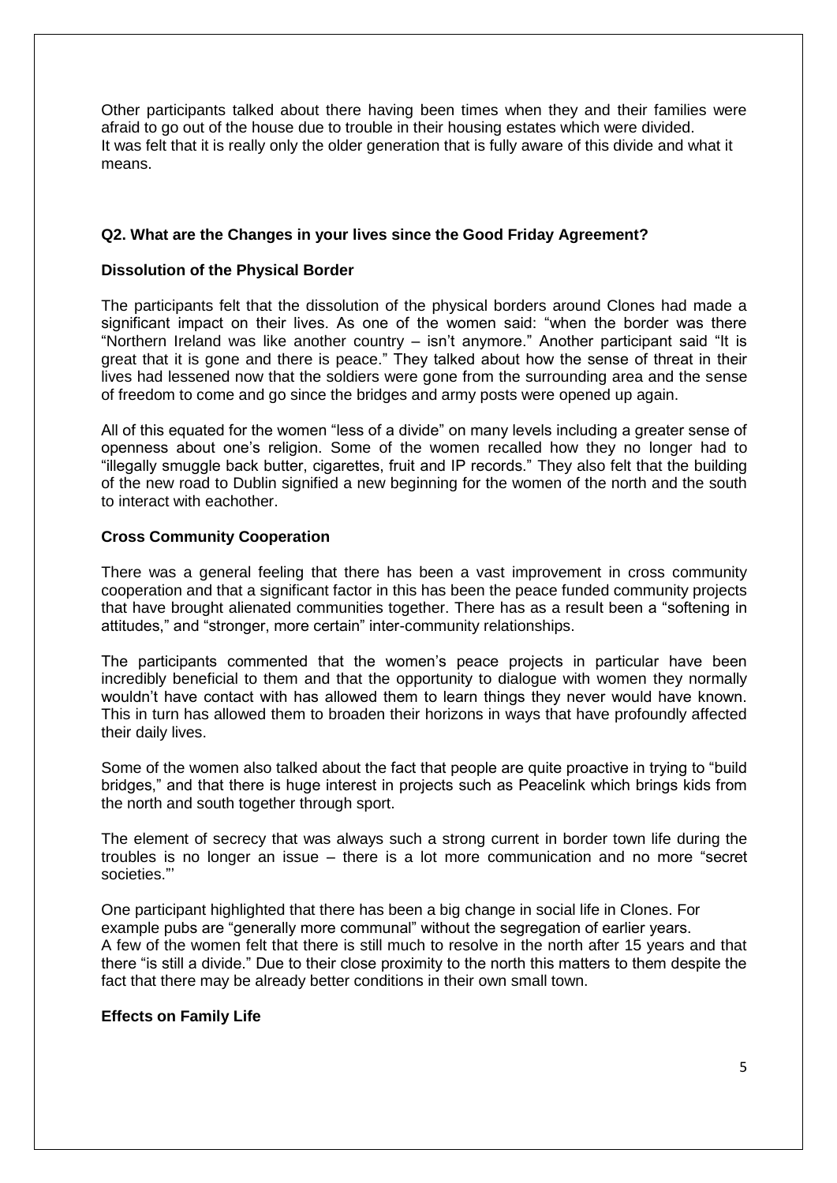Other participants talked about there having been times when they and their families were afraid to go out of the house due to trouble in their housing estates which were divided.
It was felt that it is really only the older generation that is fully aware of this divide and what it means.

### Q2. What are the Changes in your lives since the Good Friday Agreement?

#### Dissolution of the Physical Border

The participants felt that the dissolution of the physical borders around Clones had made a significant impact on their lives. As one of the women said: "when the border was there "Northern Ireland was like another country – isn't anymore." Another participant said "It is great that it is gone and there is peace." They talked about how the sense of threat in their lives had lessened now that the soldiers were gone from the surrounding area and the sense of freedom to come and go since the bridges and army posts were opened up again.

All of this equated for the women "less of a divide" on many levels including a greater sense of openness about one's religion. Some of the women recalled how they no longer had to "illegally smuggle back butter, cigarettes, fruit and IP records." They also felt that the building of the new road to Dublin signified a new beginning for the women of the north and the south to interact with eachother.

#### Cross Community Cooperation

There was a general feeling that there has been a vast improvement in cross community cooperation and that a significant factor in this has been the peace funded community projects that have brought alienated communities together. There has as a result been a "softening in attitudes," and "stronger, more certain" inter-community relationships.

The participants commented that the women's peace projects in particular have been incredibly beneficial to them and that the opportunity to dialogue with women they normally wouldn't have contact with has allowed them to learn things they never would have known. This in turn has allowed them to broaden their horizons in ways that have profoundly affected their daily lives.

Some of the women also talked about the fact that people are quite proactive in trying to "build bridges," and that there is huge interest in projects such as Peacelink which brings kids from the north and south together through sport.

The element of secrecy that was always such a strong current in border town life during the troubles is no longer an issue – there is a lot more communication and no more "secret societies."'

One participant highlighted that there has been a big change in social life in Clones. For example pubs are "generally more communal" without the segregation of earlier years.
A few of the women felt that there is still much to resolve in the north after 15 years and that there "is still a divide." Due to their close proximity to the north this matters to them despite the fact that there may be already better conditions in their own small town.

#### Effects on Family Life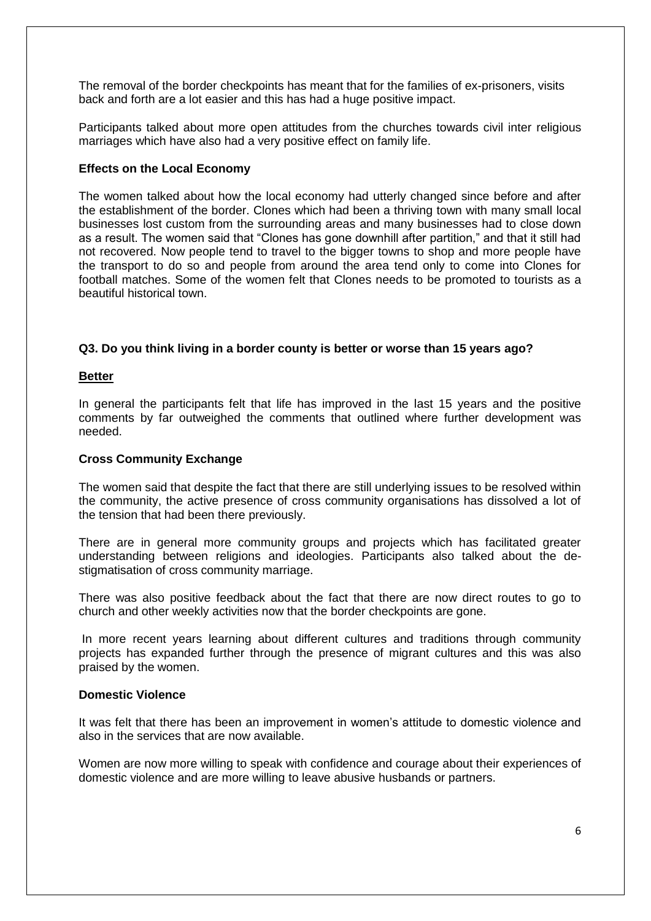The removal of the border checkpoints has meant that for the families of ex-prisoners, visits back and forth are a lot easier and this has had a huge positive impact.

Participants talked about more open attitudes from the churches towards civil inter religious marriages which have also had a very positive effect on family life.

**Effects on the Local Economy**

The women talked about how the local economy had utterly changed since before and after the establishment of the border. Clones which had been a thriving town with many small local businesses lost custom from the surrounding areas and many businesses had to close down as a result. The women said that "Clones has gone downhill after partition," and that it still had not recovered. Now people tend to travel to the bigger towns to shop and more people have the transport to do so and people from around the area tend only to come into Clones for football matches. Some of the women felt that Clones needs to be promoted to tourists as a beautiful historical town.

**Q3. Do you think living in a border county is better or worse than 15 years ago?**

**<u>Better</u>**

In general the participants felt that life has improved in the last 15 years and the positive comments by far outweighed the comments that outlined where further development was needed.

**Cross Community Exchange**

The women said that despite the fact that there are still underlying issues to be resolved within the community, the active presence of cross community organisations has dissolved a lot of the tension that had been there previously.

There are in general more community groups and projects which has facilitated greater understanding between religions and ideologies. Participants also talked about the de-stigmatisation of cross community marriage.

There was also positive feedback about the fact that there are now direct routes to go to church and other weekly activities now that the border checkpoints are gone.

In more recent years learning about different cultures and traditions through community projects has expanded further through the presence of migrant cultures and this was also praised by the women.

**Domestic Violence**

It was felt that there has been an improvement in women's attitude to domestic violence and also in the services that are now available.

Women are now more willing to speak with confidence and courage about their experiences of domestic violence and are more willing to leave abusive husbands or partners.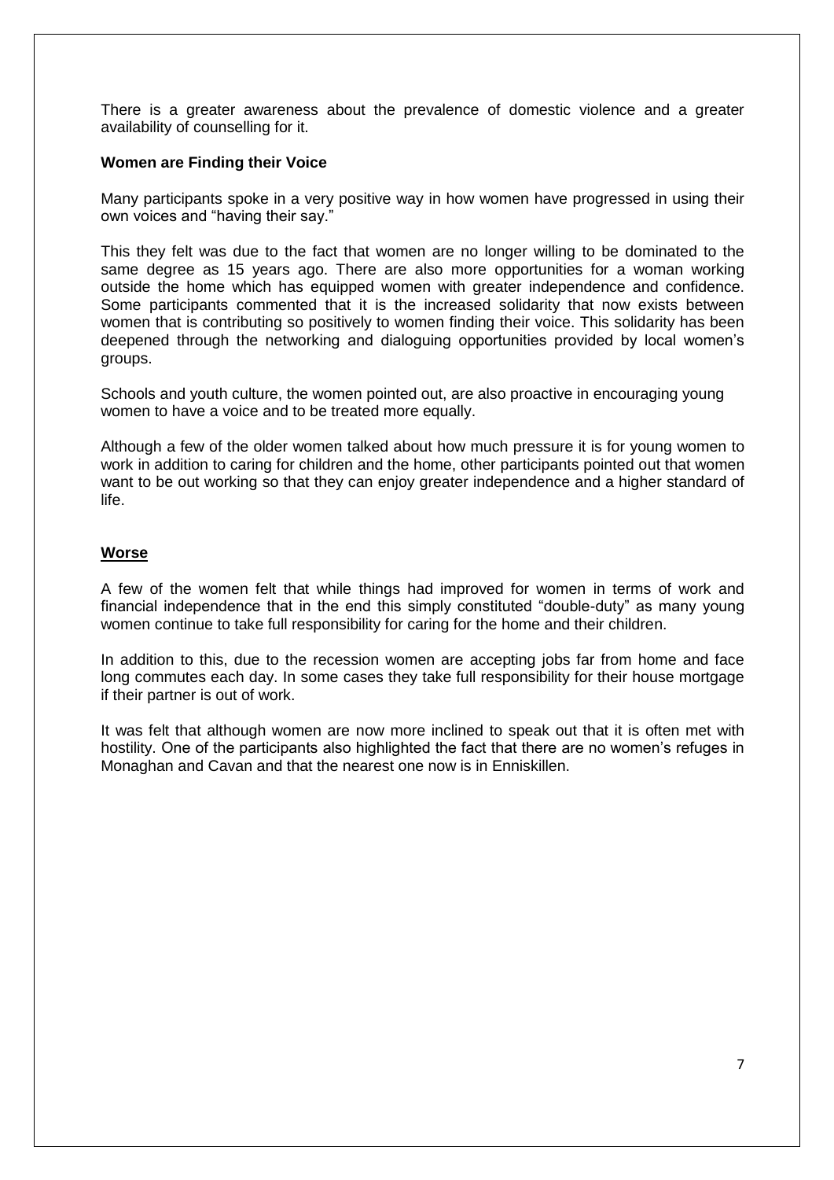There is a greater awareness about the prevalence of domestic violence and a greater availability of counselling for it.

**Women are Finding their Voice**

Many participants spoke in a very positive way in how women have progressed in using their own voices and "having their say."

This they felt was due to the fact that women are no longer willing to be dominated to the same degree as 15 years ago. There are also more opportunities for a woman working outside the home which has equipped women with greater independence and confidence. Some participants commented that it is the increased solidarity that now exists between women that is contributing so positively to women finding their voice. This solidarity has been deepened through the networking and dialoguing opportunities provided by local women's groups.

Schools and youth culture, the women pointed out, are also proactive in encouraging young women to have a voice and to be treated more equally.

Although a few of the older women talked about how much pressure it is for young women to work in addition to caring for children and the home, other participants pointed out that women want to be out working so that they can enjoy greater independence and a higher standard of life.

**<u>Worse</u>**

A few of the women felt that while things had improved for women in terms of work and financial independence that in the end this simply constituted "double-duty" as many young women continue to take full responsibility for caring for the home and their children.

In addition to this, due to the recession women are accepting jobs far from home and face long commutes each day. In some cases they take full responsibility for their house mortgage if their partner is out of work.

It was felt that although women are now more inclined to speak out that it is often met with hostility. One of the participants also highlighted the fact that there are no women's refuges in Monaghan and Cavan and that the nearest one now is in Enniskillen.